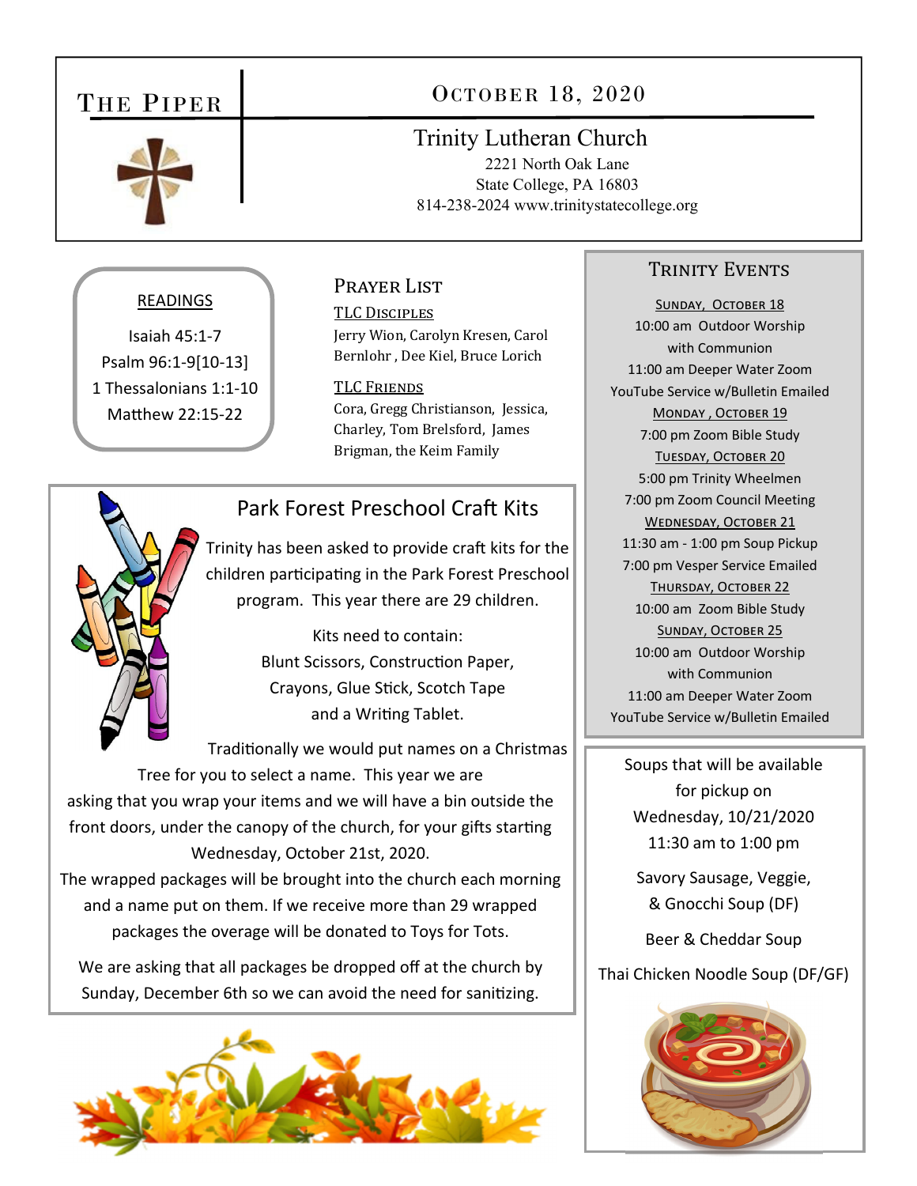# The Piper

## October 18, 2020

## Trinity Lutheran Church

2221 North Oak Lane
State College, PA 16803
814-238-2024 www.trinitystatecollege.org

### READINGS

Isaiah 45:1-7
Psalm 96:1-9[10-13]
1 Thessalonians 1:1-10
Matthew 22:15-22

### Prayer List

**TLC Disciples**

Jerry Wion, Carolyn Kresen, Carol Bernlohr , Dee Kiel, Bruce Lorich

**TLC Friends**

Cora, Gregg Christianson, Jessica, Charley, Tom Brelsford, James Brigman, the Keim Family

### Park Forest Preschool Craft Kits

Trinity has been asked to provide craft kits for the children participating in the Park Forest Preschool program. This year there are 29 children.

Kits need to contain:
Blunt Scissors, Construction Paper, Crayons, Glue Stick, Scotch Tape and a Writing Tablet.

Traditionally we would put names on a Christmas Tree for you to select a name. This year we are asking that you wrap your items and we will have a bin outside the front doors, under the canopy of the church, for your gifts starting Wednesday, October 21st, 2020.

The wrapped packages will be brought into the church each morning and a name put on them. If we receive more than 29 wrapped packages the overage will be donated to Toys for Tots.

We are asking that all packages be dropped off at the church by Sunday, December 6th so we can avoid the need for sanitizing.

### Trinity Events

**Sunday, October 18**
10:00 am Outdoor Worship with Communion
11:00 am Deeper Water Zoom
YouTube Service w/Bulletin Emailed

**Monday , October 19**
7:00 pm Zoom Bible Study

**Tuesday, October 20**
5:00 pm Trinity Wheelmen
7:00 pm Zoom Council Meeting

**Wednesday, October 21**
11:30 am - 1:00 pm Soup Pickup
7:00 pm Vesper Service Emailed

**Thursday, October 22**
10:00 am Zoom Bible Study

**Sunday, October 25**
10:00 am Outdoor Worship with Communion
11:00 am Deeper Water Zoom
YouTube Service w/Bulletin Emailed

Soups that will be available for pickup on
Wednesday, 10/21/2020
11:30 am to 1:00 pm

Savory Sausage, Veggie, & Gnocchi Soup (DF)

Beer & Cheddar Soup

Thai Chicken Noodle Soup (DF/GF)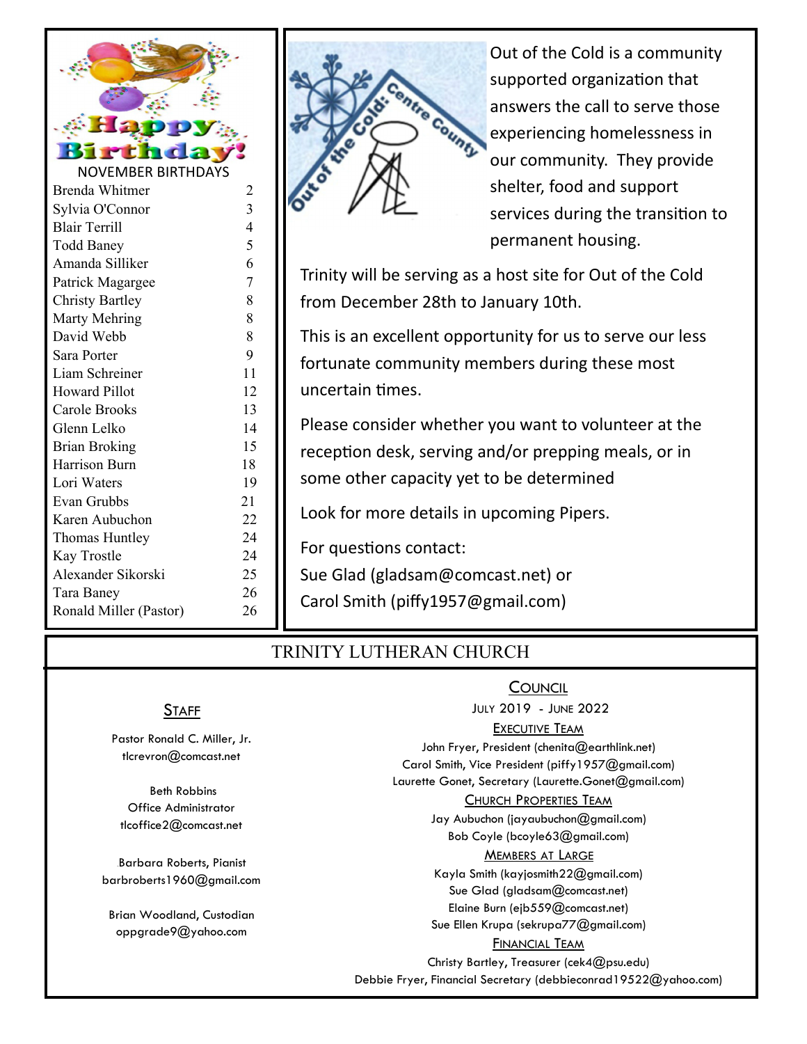## NOVEMBER BIRTHDAYS

| Name | Day |
|---|---|
| Brenda Whitmer | 2 |
| Sylvia O'Connor | 3 |
| Blair Terrill | 4 |
| Todd Baney | 5 |
| Amanda Silliker | 6 |
| Patrick Magargee | 7 |
| Christy Bartley | 8 |
| Marty Mehring | 8 |
| David Webb | 8 |
| Sara Porter | 9 |
| Liam Schreiner | 11 |
| Howard Pillot | 12 |
| Carole Brooks | 13 |
| Glenn Lelko | 14 |
| Brian Broking | 15 |
| Harrison Burn | 18 |
| Lori Waters | 19 |
| Evan Grubbs | 21 |
| Karen Aubuchon | 22 |
| Thomas Huntley | 24 |
| Kay Trostle | 24 |
| Alexander Sikorski | 25 |
| Tara Baney | 26 |
| Ronald Miller (Pastor) | 26 |

Out of the Cold is a community supported organization that answers the call to serve those experiencing homelessness in our community. They provide shelter, food and support services during the transition to permanent housing.

Trinity will be serving as a host site for Out of the Cold from December 28th to January 10th.

This is an excellent opportunity for us to serve our less fortunate community members during these most uncertain times.

Please consider whether you want to volunteer at the reception desk, serving and/or prepping meals, or in some other capacity yet to be determined

Look for more details in upcoming Pipers.

For questions contact:
Sue Glad (gladsam@comcast.net) or
Carol Smith (piffy1957@gmail.com)

# TRINITY LUTHERAN CHURCH

## STAFF

Pastor Ronald C. Miller, Jr.
tlcrevron@comcast.net

Beth Robbins
Office Administrator
tlcoffice2@comcast.net

Barbara Roberts, Pianist
barbroberts1960@gmail.com

Brian Woodland, Custodian
oppgrade9@yahoo.com

## COUNCIL

JULY 2019 - JUNE 2022

### EXECUTIVE TEAM

John Fryer, President (chenita@earthlink.net)
Carol Smith, Vice President (piffy1957@gmail.com)
Laurette Gonet, Secretary (Laurette.Gonet@gmail.com)

### CHURCH PROPERTIES TEAM

Jay Aubuchon (jayaubuchon@gmail.com)
Bob Coyle (bcoyle63@gmail.com)

### MEMBERS AT LARGE

Kayla Smith (kayjosmith22@gmail.com)
Sue Glad (gladsam@comcast.net)
Elaine Burn (ejb559@comcast.net)
Sue Ellen Krupa (sekrupa77@gmail.com)

### FINANCIAL TEAM

Christy Bartley, Treasurer (cek4@psu.edu)
Debbie Fryer, Financial Secretary (debbieconrad19522@yahoo.com)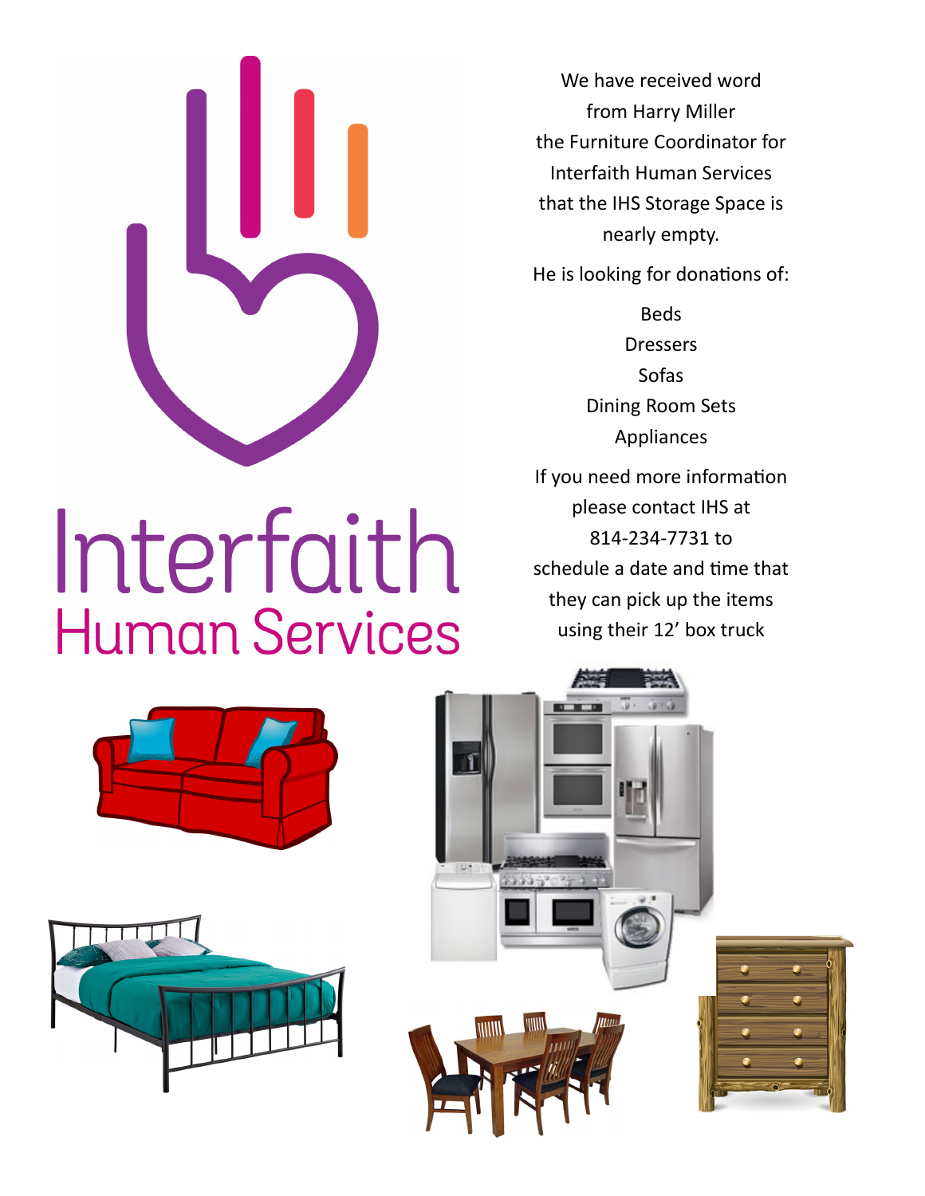# Interfaith
## Human Services

We have received word from Harry Miller the Furniture Coordinator for Interfaith Human Services that the IHS Storage Space is nearly empty.

He is looking for donations of:

- Beds
- Dressers
- Sofas
- Dining Room Sets
- Appliances

If you need more information please contact IHS at 814-234-7731 to schedule a date and time that they can pick up the items using their 12' box truck